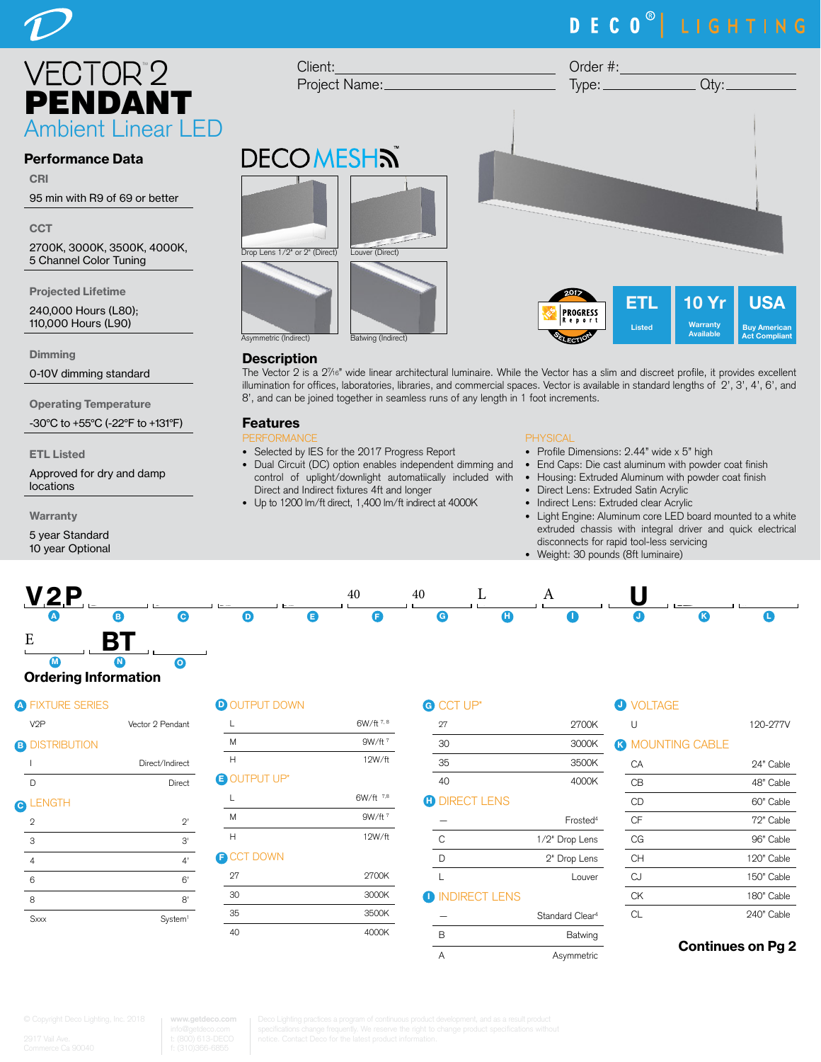# VECTOR™ 2 PENDANT

## Ambient Linear LED

Client: ______________________ Order #: ______________________

Project Name: ______________________ Type: ____________ Qty: ________

## Performance Data

**CRI**

95 min with R9 of 69 or better

**CCT**

2700K, 3000K, 3500K, 4000K, 5 Channel Color Tuning

**Projected Lifetime**

240,000 Hours (L80); 110,000 Hours (L90)

**Dimming**

0-10V dimming standard

**Operating Temperature**

-30°C to +55°C (-22°F to +131°F)

**ETL Listed**

Approved for dry and damp locations

**Warranty**

5 year Standard
10 year Optional

DECO MESH™

Drop Lens 1/2" or 2" (Direct)

Louver (Direct)

Asymmetric (Indirect)

Batwing (Indirect)

2017 PROGRESS Report SELECTION

ETL Listed

10 Yr Warranty Available

USA Buy American Act Compliant

## Description

The Vector 2 is a 2⁷⁄₁₆" wide linear architectural luminaire. While the Vector has a slim and discreet profile, it provides excellent illumination for offices, laboratories, libraries, and commercial spaces. Vector is available in standard lengths of 2', 3', 4', 6', and 8', and can be joined together in seamless runs of any length in 1 foot increments.

## Features

**PERFORMANCE**

- Selected by IES for the 2017 Progress Report
- Dual Circuit (DC) option enables independent dimming and control of uplight/downlight automatiically included with Direct and Indirect fixtures 4ft and longer
- Up to 1200 lm/ft direct, 1,400 lm/ft indirect at 4000K

**PHYSICAL**

- Profile Dimensions: 2.44" wide x 5" high
- End Caps: Die cast aluminum with powder coat finish
- Housing: Extruded Aluminum with powder coat finish
- Direct Lens: Extruded Satin Acrylic
- Indirect Lens: Extruded clear Acrylic
- Light Engine: Aluminum core LED board mounted to a white extruded chassis with integral driver and quick electrical disconnects for rapid tool-less servicing
- Weight: 30 pounds (8ft luminaire)

| A | B | C | D | E | F | G | H | I | J | K | L |
|---|---|---|---|---|---|---|---|---|---|---|---|
| V2P | | | | | 40 | 40 | L | A | U | | |

| M | N | O |
|---|---|---|
| E | BT | |

## Ordering Information

**A FIXTURE SERIES**

| | |
|---|---|
| V2P | Vector 2 Pendant |

**B DISTRIBUTION**

| | |
|---|---|
| I | Direct/Indirect |
| D | Direct |

**C LENGTH**

| | |
|---|---|
| 2 | 2' |
| 3 | 3' |
| 4 | 4' |
| 6 | 6' |
| 8 | 8' |
| Sxxx | System[1] |

**D OUTPUT DOWN**

| | |
|---|---|
| L | 6W/ft [7, 8] |
| M | 9W/ft [7] |
| H | 12W/ft |

**E OUTPUT UP***

| | |
|---|---|
| L | 6W/ft [7,8] |
| M | 9W/ft [7] |
| H | 12W/ft |

**F CCT DOWN**

| | |
|---|---|
| 27 | 2700K |
| 30 | 3000K |
| 35 | 3500K |
| 40 | 4000K |

**G CCT UP***

| | |
|---|---|
| 27 | 2700K |
| 30 | 3000K |
| 35 | 3500K |
| 40 | 4000K |

**H DIRECT LENS**

| | |
|---|---|
| — | Frosted[4] |
| C | 1/2" Drop Lens |
| D | 2" Drop Lens |
| L | Louver |

**I INDIRECT LENS**

| | |
|---|---|
| — | Standard Clear[4] |
| B | Batwing |
| A | Asymmetric |

**J VOLTAGE**

| | |
|---|---|
| U | 120-277V |

**K MOUNTING CABLE**

| | |
|---|---|
| CA | 24" Cable |
| CB | 48" Cable |
| CD | 60" Cable |
| CF | 72" Cable |
| CG | 96" Cable |
| CH | 120" Cable |
| CJ | 150" Cable |
| CK | 180" Cable |
| CL | 240" Cable |

**Continues on Pg 2**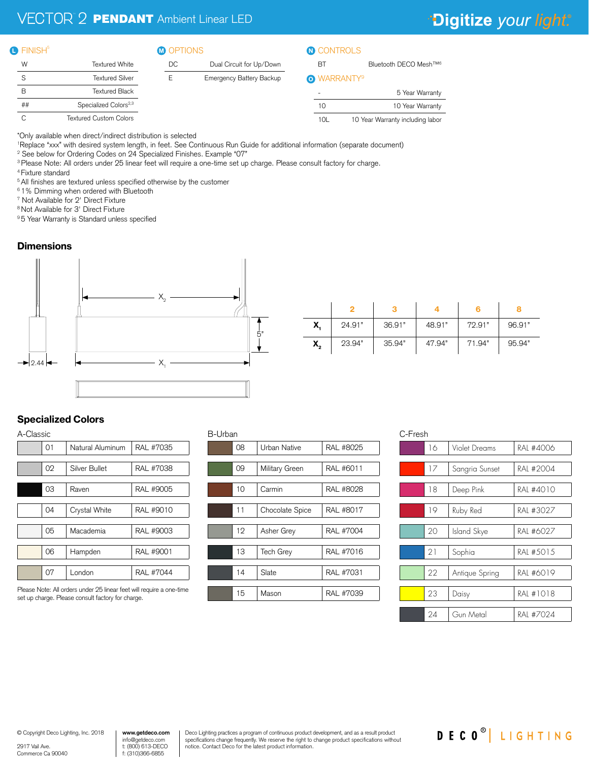# VECTOR 2 PENDANT Ambient Linear LED

Digitize your light.

## L FINISH[5]

| | |
|---|---|
| W | Textured White |
| S | Textured Silver |
| B | Textured Black |
| ## | Specialized Colors[2,3] |
| C | Textured Custom Colors |

## M OPTIONS

| | |
|---|---|
| DC | Dual Circuit for Up/Down |
| E | Emergency Battery Backup |

## N CONTROLS

| | |
|---|---|
| BT | Bluetooth DECO Mesh™[6] |

## O WARRANTY[9]

| | |
|---|---|
| - | 5 Year Warranty |
| 10 | 10 Year Warranty |
| 10L | 10 Year Warranty including labor |

*Only available when direct/indirect distribution is selected
[1] Replace "xxx" with desired system length, in feet. See Continuous Run Guide for additional information (separate document)
[2] See below for Ordering Codes on 24 Specialized Finishes. Example "07"
[3] Please Note: All orders under 25 linear feet will require a one-time set up charge. Please consult factory for charge.
[4] Fixture standard
[5] All finishes are textured unless specified otherwise by the customer
[6] 1% Dimming when ordered with Bluetooth
[7] Not Available for 2' Direct Fixture
[8] Not Available for 3' Direct Fixture
[9] 5 Year Warranty is Standard unless specified

## Dimensions

2.44 | 5" | $X_1$ | $X_2$

| | 2 | 3 | 4 | 6 | 8 |
|---|---|---|---|---|---|
| $X_1$ | 24.91" | 36.91" | 48.91" | 72.91" | 96.91" |
| $X_2$ | 23.94" | 35.94" | 47.94" | 71.94" | 95.94" |

## Specialized Colors

### A-Classic

| Code | Name | RAL |
|---|---|---|
| 01 | Natural Aluminum | RAL #7035 |
| 02 | Silver Bullet | RAL #7038 |
| 03 | Raven | RAL #9005 |
| 04 | Crystal White | RAL #9010 |
| 05 | Macademia | RAL #9003 |
| 06 | Hampden | RAL #9001 |
| 07 | London | RAL #7044 |

Please Note: All orders under 25 linear feet will require a one-time set up charge. Please consult factory for charge.

### B-Urban

| Code | Name | RAL |
|---|---|---|
| 08 | Urban Native | RAL #8025 |
| 09 | Military Green | RAL #6011 |
| 10 | Carmin | RAL #8028 |
| 11 | Chocolate Spice | RAL #8017 |
| 12 | Asher Grey | RAL #7004 |
| 13 | Tech Grey | RAL #7016 |
| 14 | Slate | RAL #7031 |
| 15 | Mason | RAL #7039 |

### C-Fresh

| Code | Name | RAL |
|---|---|---|
| 16 | Violet Dreams | RAL #4006 |
| 17 | Sangria Sunset | RAL #2004 |
| 18 | Deep Pink | RAL #4010 |
| 19 | Ruby Red | RAL #3027 |
| 20 | Island Skye | RAL #6027 |
| 21 | Sophia | RAL #5015 |
| 22 | Antique Spring | RAL #6019 |
| 23 | Daisy | RAL #1018 |
| 24 | Gun Metal | RAL #7024 |

© Copyright Deco Lighting, Inc. 2018
2917 Vail Ave.
Commerce Ca 90040

www.getdeco.com
info@getdeco.com
t: (800) 613-DECO
f: (310)366-6855

Deco Lighting practices a program of continuous product development, and as a result product specifications change frequently. We reserve the right to change product specifications without notice. Contact Deco for the latest product information.

DECO® | LIGHTING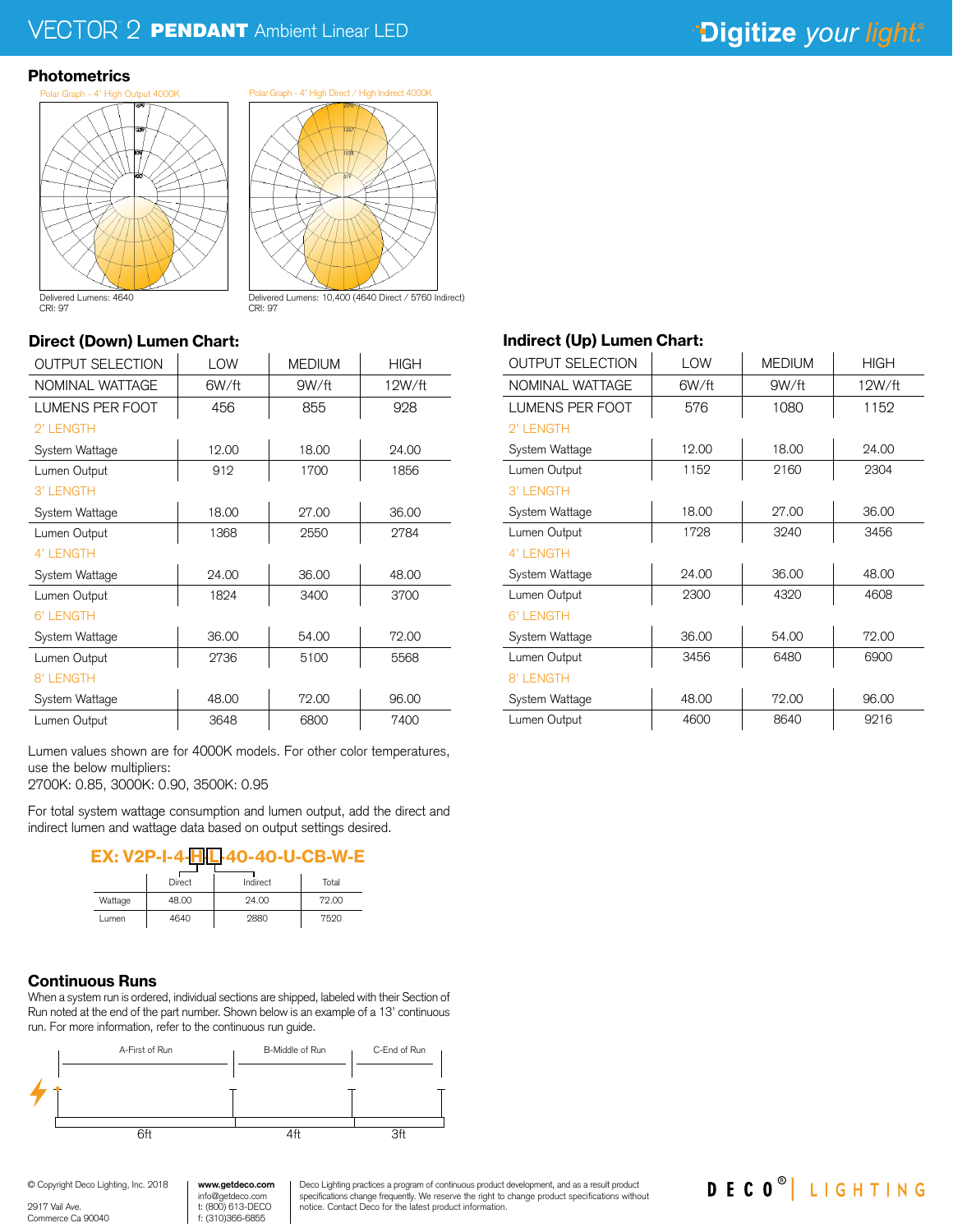# VECTOR 2 PENDANT Ambient Linear LED

## Photometrics

Polar Graph - 4' High Output 4000K

Delivered Lumens: 4640
CRI: 97

Polar Graph - 4' High Direct / High Indirect 4000K

Delivered Lumens: 10,400 (4640 Direct / 5760 Indirect)
CRI: 97

### Direct (Down) Lumen Chart:

| OUTPUT SELECTION | LOW | MEDIUM | HIGH |
|---|---|---|---|
| NOMINAL WATTAGE | 6W/ft | 9W/ft | 12W/ft |
| LUMENS PER FOOT | 456 | 855 | 928 |
| 2' LENGTH | | | |
| System Wattage | 12.00 | 18.00 | 24.00 |
| Lumen Output | 912 | 1700 | 1856 |
| 3' LENGTH | | | |
| System Wattage | 18.00 | 27.00 | 36.00 |
| Lumen Output | 1368 | 2550 | 2784 |
| 4' LENGTH | | | |
| System Wattage | 24.00 | 36.00 | 48.00 |
| Lumen Output | 1824 | 3400 | 3700 |
| 6' LENGTH | | | |
| System Wattage | 36.00 | 54.00 | 72.00 |
| Lumen Output | 2736 | 5100 | 5568 |
| 8' LENGTH | | | |
| System Wattage | 48.00 | 72.00 | 96.00 |
| Lumen Output | 3648 | 6800 | 7400 |

### Indirect (Up) Lumen Chart:

| OUTPUT SELECTION | LOW | MEDIUM | HIGH |
|---|---|---|---|
| NOMINAL WATTAGE | 6W/ft | 9W/ft | 12W/ft |
| LUMENS PER FOOT | 576 | 1080 | 1152 |
| 2' LENGTH | | | |
| System Wattage | 12.00 | 18.00 | 24.00 |
| Lumen Output | 1152 | 2160 | 2304 |
| 3' LENGTH | | | |
| System Wattage | 18.00 | 27.00 | 36.00 |
| Lumen Output | 1728 | 3240 | 3456 |
| 4' LENGTH | | | |
| System Wattage | 24.00 | 36.00 | 48.00 |
| Lumen Output | 2300 | 4320 | 4608 |
| 6' LENGTH | | | |
| System Wattage | 36.00 | 54.00 | 72.00 |
| Lumen Output | 3456 | 6480 | 6900 |
| 8' LENGTH | | | |
| System Wattage | 48.00 | 72.00 | 96.00 |
| Lumen Output | 4600 | 8640 | 9216 |

Lumen values shown are for 4000K models. For other color temperatures, use the below multipliers:
2700K: 0.85, 3000K: 0.90, 3500K: 0.95

For total system wattage consumption and lumen output, add the direct and indirect lumen and wattage data based on output settings desired.

**EX: V2P-I-4-H-L-40-40-U-CB-W-E**

| | Direct | Indirect | Total |
|---|---|---|---|
| Wattage | 48.00 | 24.00 | 72.00 |
| Lumen | 4640 | 2880 | 7520 |

## Continuous Runs

When a system run is ordered, individual sections are shipped, labeled with their Section of Run noted at the end of the part number. Shown below is an example of a 13' continuous run. For more information, refer to the continuous run guide.

A-First of Run — 6ft
B-Middle of Run — 4ft
C-End of Run — 3ft

© Copyright Deco Lighting, Inc. 2018
2917 Vail Ave.
Commerce Ca 90040

www.getdeco.com
info@getdeco.com
t: (800) 613-DECO
f: (310)366-6855

Deco Lighting practices a program of continuous product development, and as a result product specifications change frequently. We reserve the right to change product specifications without notice. Contact Deco for the latest product information.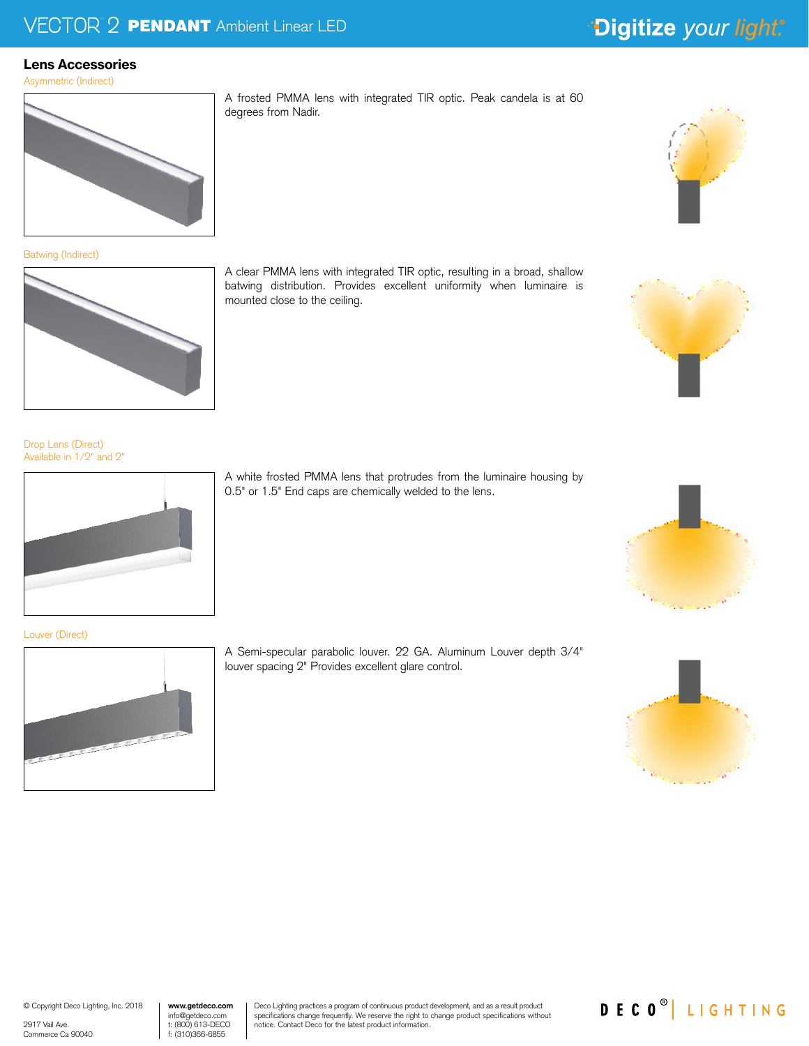## Lens Accessories

### Asymmetric (Indirect)

A frosted PMMA lens with integrated TIR optic. Peak candela is at 60 degrees from Nadir.

### Batwing (Indirect)

A clear PMMA lens with integrated TIR optic, resulting in a broad, shallow batwing distribution. Provides excellent uniformity when luminaire is mounted close to the ceiling.

### Drop Lens (Direct)
Available in 1/2" and 2"

A white frosted PMMA lens that protrudes from the luminaire housing by 0.5" or 1.5" End caps are chemically welded to the lens.

### Louver (Direct)

A Semi-specular parabolic louver. 22 GA. Aluminum Louver depth 3/4" louver spacing 2" Provides excellent glare control.

© Copyright Deco Lighting, Inc. 2018

2917 Vail Ave.
Commerce Ca 90040

www.getdeco.com
info@getdeco.com
t: (800) 613-DECO
f: (310)366-6855

Deco Lighting practices a program of continuous product development, and as a result product specifications change frequently. We reserve the right to change product specifications without notice. Contact Deco for the latest product information.